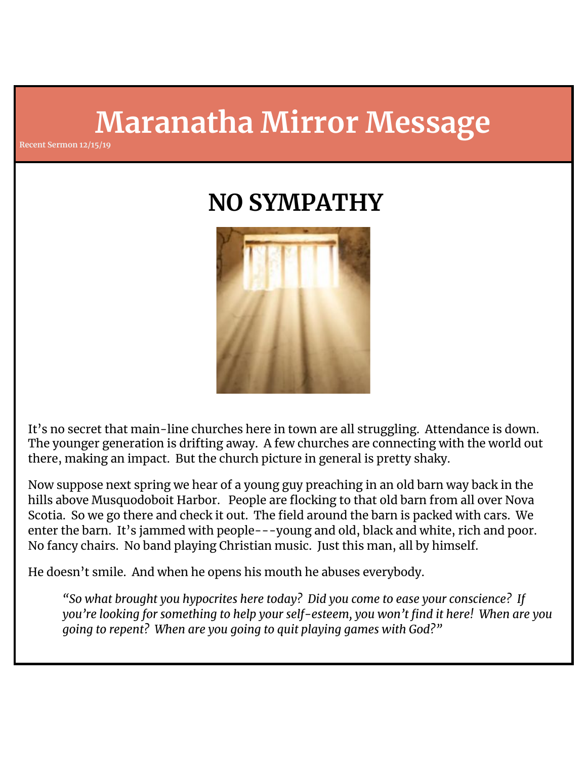# Maranatha Mirror Message

Recent Sermon 12/15/19

## NO SYMPATHY

It's no secret that main-line churches here in town are all struggling. Attendance is down. The younger generation is drifting away. A few churches are connecting with the world out there, making an impact. But the church picture in general is pretty shaky.

Now suppose next spring we hear of a young guy preaching in an old barn way back in the hills above Musquodoboit Harbor. People are flocking to that old barn from all over Nova Scotia. So we go there and check it out. The field around the barn is packed with cars. We enter the barn. It's jammed with people---young and old, black and white, rich and poor. No fancy chairs. No band playing Christian music. Just this man, all by himself.

He doesn't smile. And when he opens his mouth he abuses everybody.

> *"So what brought you hypocrites here today? Did you come to ease your conscience? If you're looking for something to help your self-esteem, you won't find it here! When are you going to repent? When are you going to quit playing games with God?"*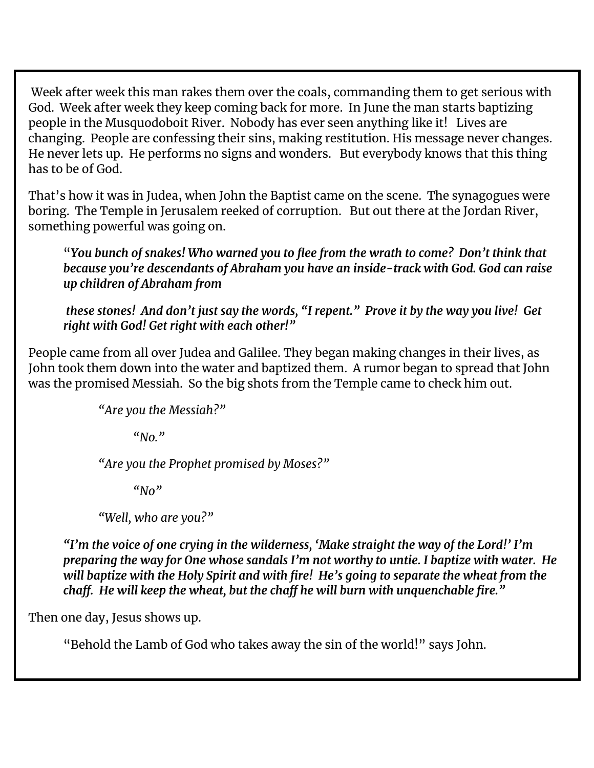Week after week this man rakes them over the coals, commanding them to get serious with God. Week after week they keep coming back for more. In June the man starts baptizing people in the Musquodoboit River. Nobody has ever seen anything like it! Lives are changing. People are confessing their sins, making restitution. His message never changes. He never lets up. He performs no signs and wonders. But everybody knows that this thing has to be of God.

That's how it was in Judea, when John the Baptist came on the scene. The synagogues were boring. The Temple in Jerusalem reeked of corruption. But out there at the Jordan River, something powerful was going on.

> "***You bunch of snakes! Who warned you to flee from the wrath to come? Don't think that because you're descendants of Abraham you have an inside-track with God. God can raise up children of Abraham from***
>
> ***these stones! And don't just say the words, "I repent." Prove it by the way you live! Get right with God! Get right with each other!"***

People came from all over Judea and Galilee. They began making changes in their lives, as John took them down into the water and baptized them. A rumor began to spread that John was the promised Messiah. So the big shots from the Temple came to check him out.

> *"Are you the Messiah?"*
>
> *"No."*
>
> *"Are you the Prophet promised by Moses?"*
>
> *"No"*
>
> *"Well, who are you?"*
>
> ***"I'm the voice of one crying in the wilderness, 'Make straight the way of the Lord!' I'm preparing the way for One whose sandals I'm not worthy to untie. I baptize with water. He will baptize with the Holy Spirit and with fire! He's going to separate the wheat from the chaff. He will keep the wheat, but the chaff he will burn with unquenchable fire."***

Then one day, Jesus shows up.

> "Behold the Lamb of God who takes away the sin of the world!" says John.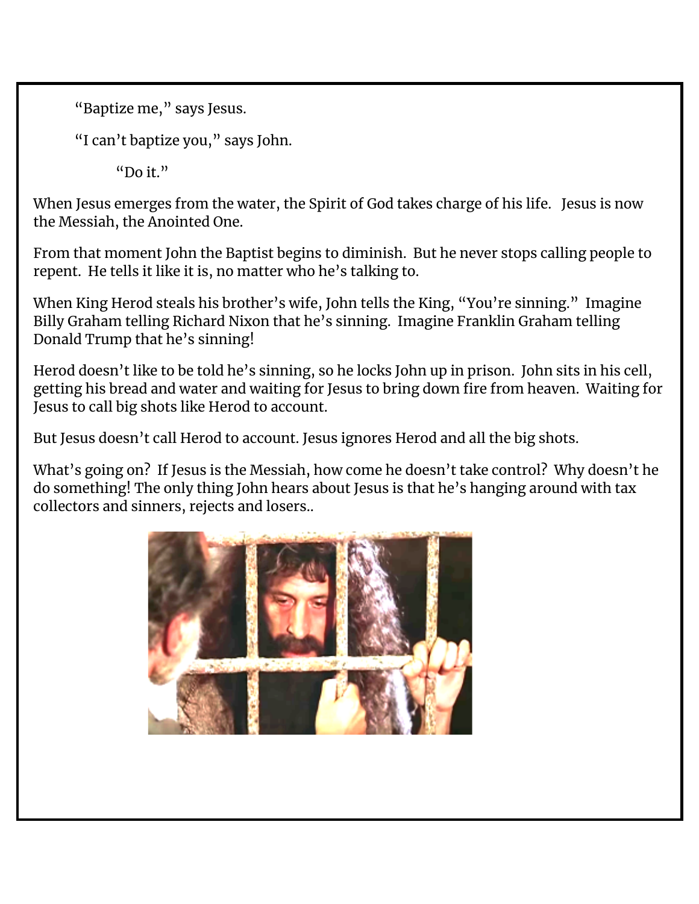"Baptize me," says Jesus.

"I can't baptize you," says John.

"Do it."

When Jesus emerges from the water, the Spirit of God takes charge of his life. Jesus is now the Messiah, the Anointed One.

From that moment John the Baptist begins to diminish. But he never stops calling people to repent. He tells it like it is, no matter who he's talking to.

When King Herod steals his brother's wife, John tells the King, "You're sinning." Imagine Billy Graham telling Richard Nixon that he's sinning. Imagine Franklin Graham telling Donald Trump that he's sinning!

Herod doesn't like to be told he's sinning, so he locks John up in prison. John sits in his cell, getting his bread and water and waiting for Jesus to bring down fire from heaven. Waiting for Jesus to call big shots like Herod to account.

But Jesus doesn't call Herod to account. Jesus ignores Herod and all the big shots.

What's going on? If Jesus is the Messiah, how come he doesn't take control? Why doesn't he do something! The only thing John hears about Jesus is that he's hanging around with tax collectors and sinners, rejects and losers..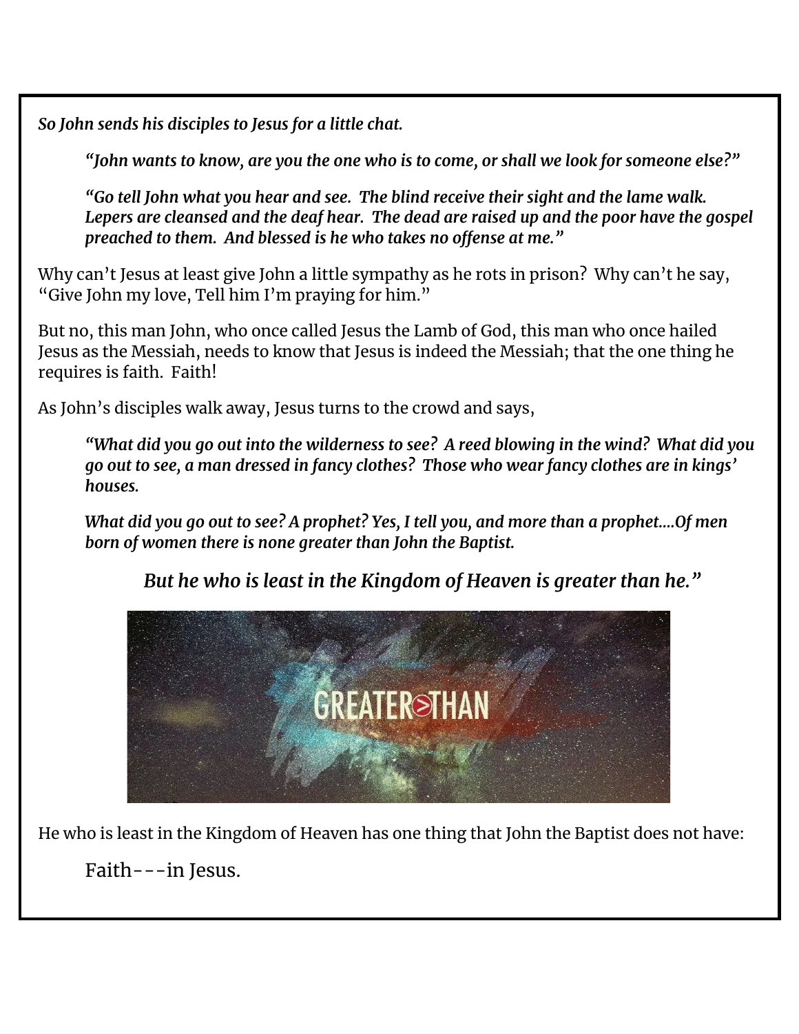*So John sends his disciples to Jesus for a little chat.*

> *"John wants to know, are you the one who is to come, or shall we look for someone else?"*
>
> *"Go tell John what you hear and see. The blind receive their sight and the lame walk. Lepers are cleansed and the deaf hear. The dead are raised up and the poor have the gospel preached to them. And blessed is he who takes no offense at me."*

Why can't Jesus at least give John a little sympathy as he rots in prison? Why can't he say, "Give John my love, Tell him I'm praying for him."

But no, this man John, who once called Jesus the Lamb of God, this man who once hailed Jesus as the Messiah, needs to know that Jesus is indeed the Messiah; that the one thing he requires is faith. Faith!

As John's disciples walk away, Jesus turns to the crowd and says,

> *"What did you go out into the wilderness to see? A reed blowing in the wind? What did you go out to see, a man dressed in fancy clothes? Those who wear fancy clothes are in kings' houses.*
>
> *What did you go out to see? A prophet? Yes, I tell you, and more than a prophet....Of men born of women there is none greater than John the Baptist.*
>
> *But he who is least in the Kingdom of Heaven is greater than he."*

He who is least in the Kingdom of Heaven has one thing that John the Baptist does not have:

> Faith---in Jesus.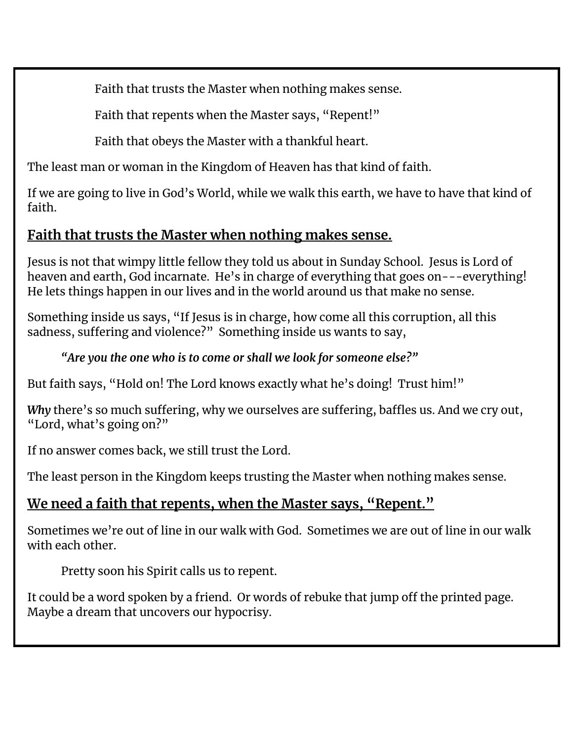Faith that trusts the Master when nothing makes sense.

Faith that repents when the Master says, “Repent!”

Faith that obeys the Master with a thankful heart.

The least man or woman in the Kingdom of Heaven has that kind of faith.

If we are going to live in God’s World, while we walk this earth, we have to have that kind of faith.

## Faith that trusts the Master when nothing makes sense.

Jesus is not that wimpy little fellow they told us about in Sunday School. Jesus is Lord of heaven and earth, God incarnate. He’s in charge of everything that goes on---everything! He lets things happen in our lives and in the world around us that make no sense.

Something inside us says, “If Jesus is in charge, how come all this corruption, all this sadness, suffering and violence?” Something inside us wants to say,

> ***“Are you the one who is to come or shall we look for someone else?”***

But faith says, “Hold on! The Lord knows exactly what he’s doing! Trust him!”

***Why*** there’s so much suffering, why we ourselves are suffering, baffles us. And we cry out, “Lord, what’s going on?”

If no answer comes back, we still trust the Lord.

The least person in the Kingdom keeps trusting the Master when nothing makes sense.

## We need a faith that repents, when the Master says, “Repent.”

Sometimes we’re out of line in our walk with God. Sometimes we are out of line in our walk with each other.

Pretty soon his Spirit calls us to repent.

It could be a word spoken by a friend. Or words of rebuke that jump off the printed page. Maybe a dream that uncovers our hypocrisy.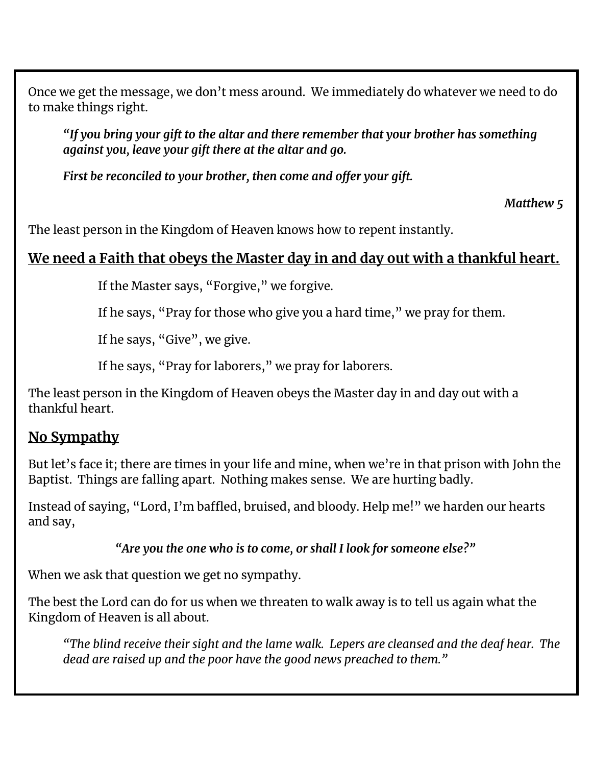Once we get the message, we don't mess around. We immediately do whatever we need to do to make things right.

> ***"If you bring your gift to the altar and there remember that your brother has something against you, leave your gift there at the altar and go.***
>
> ***First be reconciled to your brother, then come and offer your gift.***
>
> ***Matthew 5***

The least person in the Kingdom of Heaven knows how to repent instantly.

## <u>We need a Faith that obeys the Master day in and day out with a thankful heart.</u>

> If the Master says, "Forgive," we forgive.
>
> If he says, "Pray for those who give you a hard time," we pray for them.
>
> If he says, "Give", we give.
>
> If he says, "Pray for laborers," we pray for laborers.

The least person in the Kingdom of Heaven obeys the Master day in and day out with a thankful heart.

## <u>No Sympathy</u>

But let's face it; there are times in your life and mine, when we're in that prison with John the Baptist. Things are falling apart. Nothing makes sense. We are hurting badly.

Instead of saying, "Lord, I'm baffled, bruised, and bloody. Help me!" we harden our hearts and say,

> ***"Are you the one who is to come, or shall I look for someone else?"***

When we ask that question we get no sympathy.

The best the Lord can do for us when we threaten to walk away is to tell us again what the Kingdom of Heaven is all about.

> *"The blind receive their sight and the lame walk. Lepers are cleansed and the deaf hear. The dead are raised up and the poor have the good news preached to them."*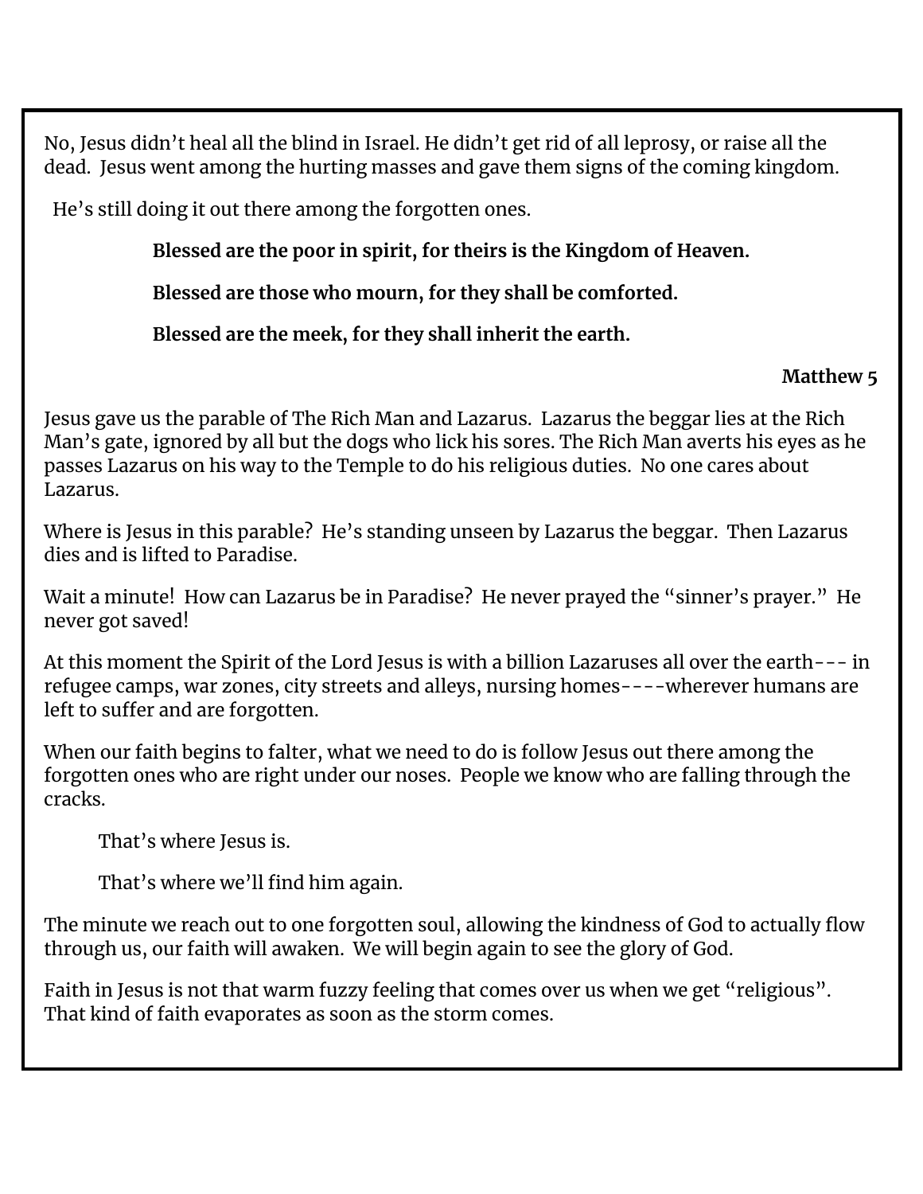No, Jesus didn't heal all the blind in Israel. He didn't get rid of all leprosy, or raise all the dead. Jesus went among the hurting masses and gave them signs of the coming kingdom.

He's still doing it out there among the forgotten ones.

> **Blessed are the poor in spirit, for theirs is the Kingdom of Heaven.**
>
> **Blessed are those who mourn, for they shall be comforted.**
>
> **Blessed are the meek, for they shall inherit the earth.**
>
> **Matthew 5**

Jesus gave us the parable of The Rich Man and Lazarus. Lazarus the beggar lies at the Rich Man's gate, ignored by all but the dogs who lick his sores. The Rich Man averts his eyes as he passes Lazarus on his way to the Temple to do his religious duties. No one cares about Lazarus.

Where is Jesus in this parable? He's standing unseen by Lazarus the beggar. Then Lazarus dies and is lifted to Paradise.

Wait a minute! How can Lazarus be in Paradise? He never prayed the "sinner's prayer." He never got saved!

At this moment the Spirit of the Lord Jesus is with a billion Lazaruses all over the earth--- in refugee camps, war zones, city streets and alleys, nursing homes----wherever humans are left to suffer and are forgotten.

When our faith begins to falter, what we need to do is follow Jesus out there among the forgotten ones who are right under our noses. People we know who are falling through the cracks.

That's where Jesus is.

That's where we'll find him again.

The minute we reach out to one forgotten soul, allowing the kindness of God to actually flow through us, our faith will awaken. We will begin again to see the glory of God.

Faith in Jesus is not that warm fuzzy feeling that comes over us when we get "religious". That kind of faith evaporates as soon as the storm comes.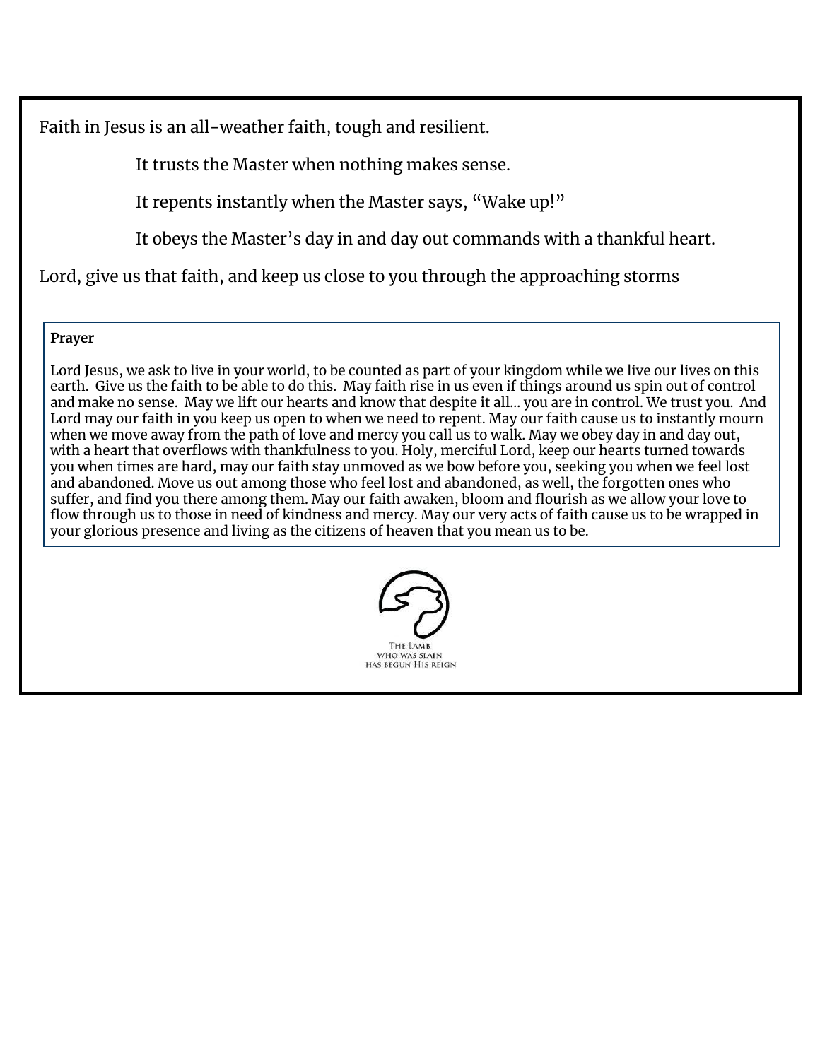Faith in Jesus is an all-weather faith, tough and resilient.

It trusts the Master when nothing makes sense.

It repents instantly when the Master says, "Wake up!"

It obeys the Master's day in and day out commands with a thankful heart.

Lord, give us that faith, and keep us close to you through the approaching storms

**Prayer**

Lord Jesus, we ask to live in your world, to be counted as part of your kingdom while we live our lives on this earth. Give us the faith to be able to do this. May faith rise in us even if things around us spin out of control and make no sense. May we lift our hearts and know that despite it all... you are in control. We trust you. And Lord may our faith in you keep us open to when we need to repent. May our faith cause us to instantly mourn when we move away from the path of love and mercy you call us to walk. May we obey day in and day out, with a heart that overflows with thankfulness to you. Holy, merciful Lord, keep our hearts turned towards you when times are hard, may our faith stay unmoved as we bow before you, seeking you when we feel lost and abandoned. Move us out among those who feel lost and abandoned, as well, the forgotten ones who suffer, and find you there among them. May our faith awaken, bloom and flourish as we allow your love to flow through us to those in need of kindness and mercy. May our very acts of faith cause us to be wrapped in your glorious presence and living as the citizens of heaven that you mean us to be.

THE LAMB
WHO WAS SLAIN
HAS BEGUN HIS REIGN